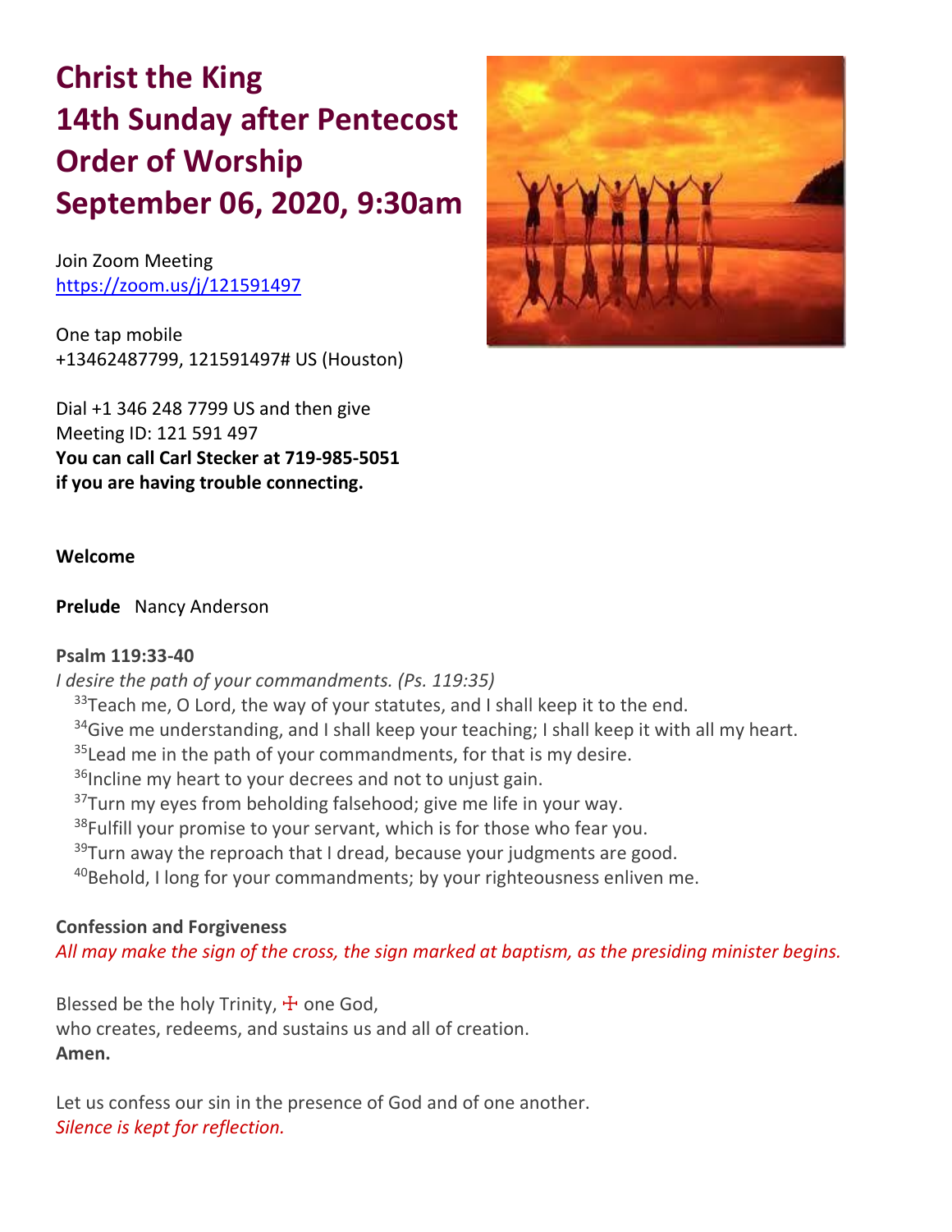# Christ the King
# 14th Sunday after Pentecost
# Order of Worship
# September 06, 2020, 9:30am

Join Zoom Meeting
https://zoom.us/j/121591497

One tap mobile
+13462487799, 121591497# US (Houston)

Dial +1 346 248 7799 US and then give
Meeting ID: 121 591 497
**You can call Carl Stecker at 719-985-5051**
**if you are having trouble connecting.**

**Welcome**

**Prelude** Nancy Anderson

**Psalm 119:33-40**

*I desire the path of your commandments. (Ps. 119:35)*

33 Teach me, O Lord, the way of your statutes, and I shall keep it to the end.
34 Give me understanding, and I shall keep your teaching; I shall keep it with all my heart.
35 Lead me in the path of your commandments, for that is my desire.
36 Incline my heart to your decrees and not to unjust gain.
37 Turn my eyes from beholding falsehood; give me life in your way.
38 Fulfill your promise to your servant, which is for those who fear you.
39 Turn away the reproach that I dread, because your judgments are good.
40 Behold, I long for your commandments; by your righteousness enliven me.

**Confession and Forgiveness**

*All may make the sign of the cross, the sign marked at baptism, as the presiding minister begins.*

Blessed be the holy Trinity, ☩ one God,
who creates, redeems, and sustains us and all of creation.
**Amen.**

Let us confess our sin in the presence of God and of one another.
*Silence is kept for reflection.*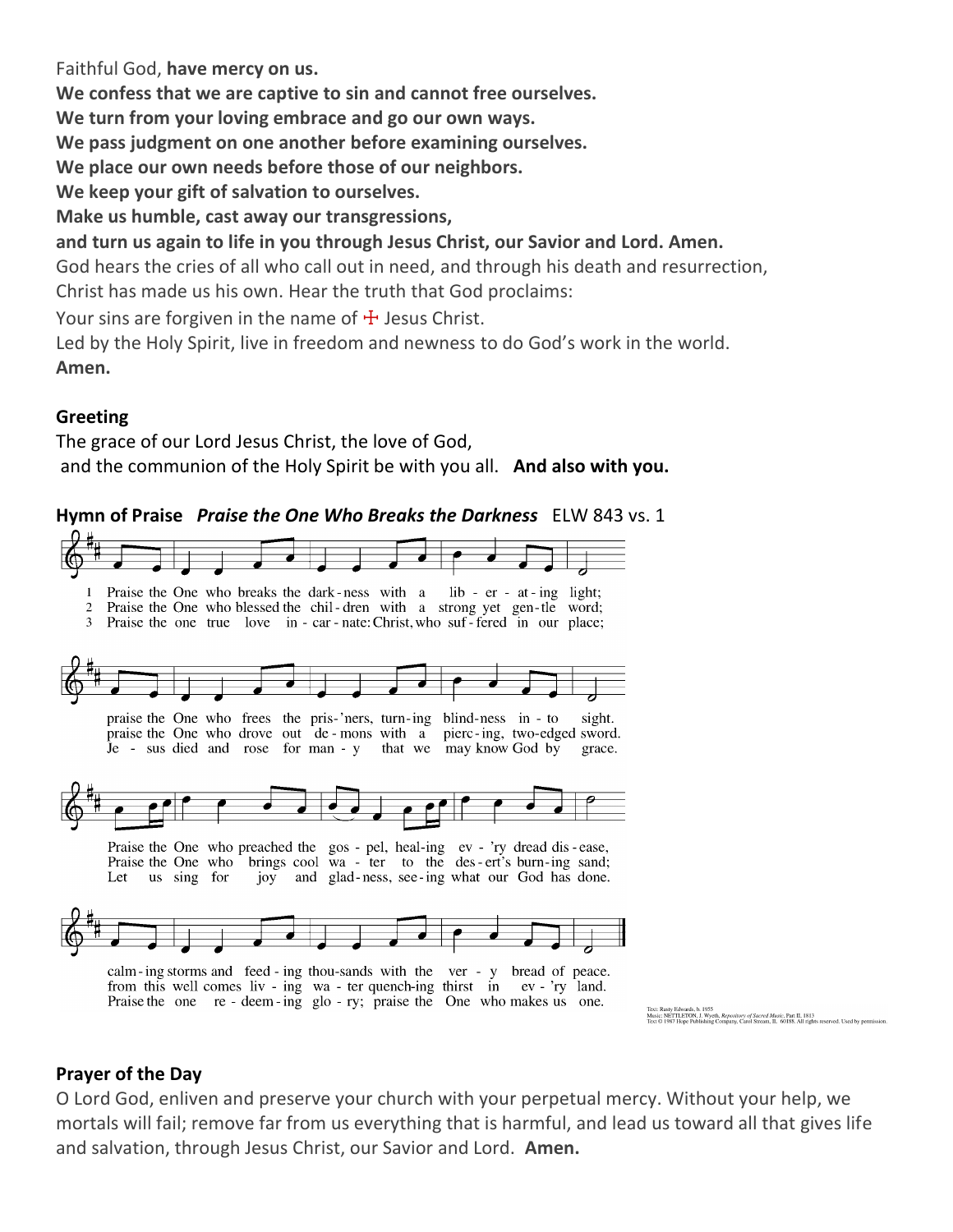Faithful God, **have mercy on us.**

**We confess that we are captive to sin and cannot free ourselves.**

**We turn from your loving embrace and go our own ways.**

**We pass judgment on one another before examining ourselves.**

**We place our own needs before those of our neighbors.**

**We keep your gift of salvation to ourselves.**

**Make us humble, cast away our transgressions,**

**and turn us again to life in you through Jesus Christ, our Savior and Lord. Amen.**

God hears the cries of all who call out in need, and through his death and resurrection,

Christ has made us his own. Hear the truth that God proclaims:

Your sins are forgiven in the name of ☩ Jesus Christ.

Led by the Holy Spirit, live in freedom and newness to do God's work in the world.

**Amen.**

**Greeting**

The grace of our Lord Jesus Christ, the love of God,
and the communion of the Holy Spirit be with you all. **And also with you.**

**Hymn of Praise** ***Praise the One Who Breaks the Darkness*** ELW 843 vs. 1

1 Praise the One who breaks the dark-ness with a lib-er-at-ing light;
praise the One who frees the pris-'ners, turn-ing blind-ness in-to sight.
Praise the One who preached the gos-pel, heal-ing ev-'ry dread dis-ease,
calm-ing storms and feed-ing thou-sands with the ver-y bread of peace.

2 Praise the One who blessed the chil-dren with a strong yet gen-tle word;
praise the One who drove out de-mons with a pierc-ing, two-edged sword.
Praise the One who brings cool wa-ter to the des-ert's burn-ing sand;
from this well comes liv-ing wa-ter quench-ing thirst in ev-'ry land.

3 Praise the one true love in-car-nate: Christ, who suf-fered in our place;
Je-sus died and rose for man-y that we may know God by grace.
Let us sing for joy and glad-ness, see-ing what our God has done.
Praise the one re-deem-ing glo-ry; praise the One who makes us one.

Text: Rusty Edwards, b. 1955
Music: NETTLETON, J. Wyeth, *Repository of Sacred Music*, Part II, 1813
Text © 1987 Hope Publishing Company, Carol Stream, IL 60188. All rights reserved. Used by permission.

**Prayer of the Day**

O Lord God, enliven and preserve your church with your perpetual mercy. Without your help, we mortals will fail; remove far from us everything that is harmful, and lead us toward all that gives life and salvation, through Jesus Christ, our Savior and Lord. **Amen.**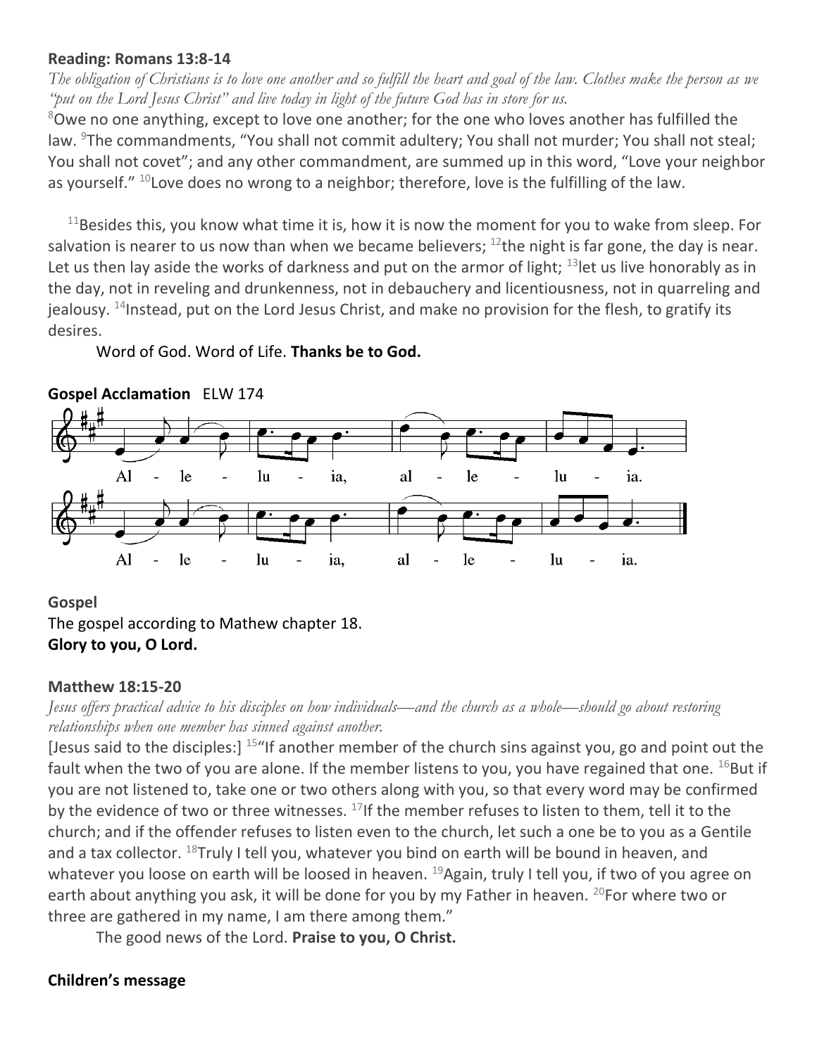**Reading: Romans 13:8-14**

*The obligation of Christians is to love one another and so fulfill the heart and goal of the law. Clothes make the person as we "put on the Lord Jesus Christ" and live today in light of the future God has in store for us.*

[8]Owe no one anything, except to love one another; for the one who loves another has fulfilled the law. [9]The commandments, "You shall not commit adultery; You shall not murder; You shall not steal; You shall not covet"; and any other commandment, are summed up in this word, "Love your neighbor as yourself." [10]Love does no wrong to a neighbor; therefore, love is the fulfilling of the law.

[11]Besides this, you know what time it is, how it is now the moment for you to wake from sleep. For salvation is nearer to us now than when we became believers; [12]the night is far gone, the day is near. Let us then lay aside the works of darkness and put on the armor of light; [13]let us live honorably as in the day, not in reveling and drunkenness, not in debauchery and licentiousness, not in quarreling and jealousy. [14]Instead, put on the Lord Jesus Christ, and make no provision for the flesh, to gratify its desires.

Word of God. Word of Life. **Thanks be to God.**

**Gospel Acclamation** ELW 174

Al - le - lu - ia, al - le - lu - ia.
Al - le - lu - ia, al - le - lu - ia.

**Gospel**

The gospel according to Mathew chapter 18.
**Glory to you, O Lord.**

**Matthew 18:15-20**

*Jesus offers practical advice to his disciples on how individuals—and the church as a whole—should go about restoring relationships when one member has sinned against another.*

[Jesus said to the disciples:] [15]"If another member of the church sins against you, go and point out the fault when the two of you are alone. If the member listens to you, you have regained that one. [16]But if you are not listened to, take one or two others along with you, so that every word may be confirmed by the evidence of two or three witnesses. [17]If the member refuses to listen to them, tell it to the church; and if the offender refuses to listen even to the church, let such a one be to you as a Gentile and a tax collector. [18]Truly I tell you, whatever you bind on earth will be bound in heaven, and whatever you loose on earth will be loosed in heaven. [19]Again, truly I tell you, if two of you agree on earth about anything you ask, it will be done for you by my Father in heaven. [20]For where two or three are gathered in my name, I am there among them."

The good news of the Lord. **Praise to you, O Christ.**

**Children's message**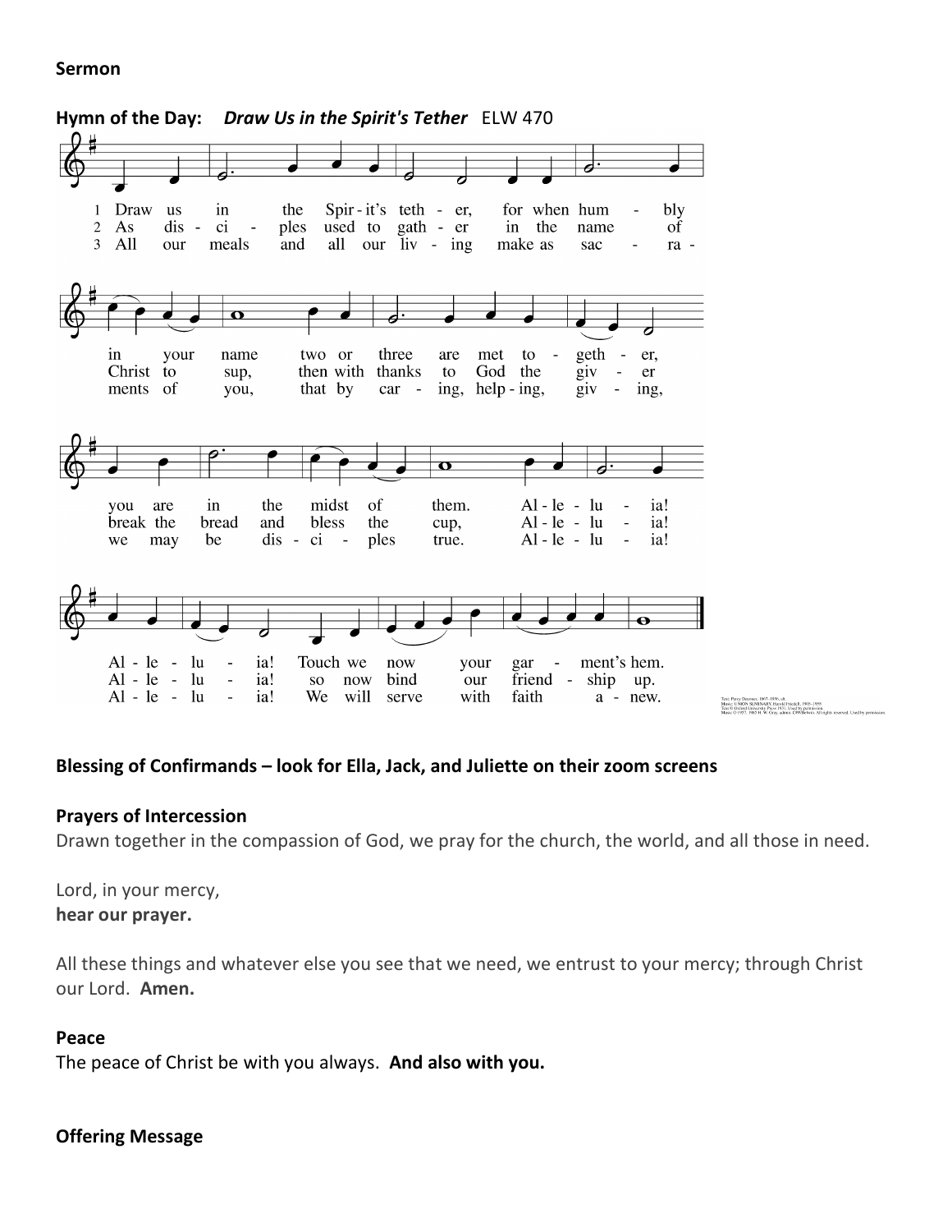**Sermon**

**Hymn of the Day:** ***Draw Us in the Spirit's Tether*** ELW 470

1 Draw us in the Spir-it's teth-er, for when hum-bly in your name two or three are met to-geth-er, you are in the midst of them. Al-le-lu-ia! Al-le-lu-ia! Touch we now your gar-ment's hem.

2 As dis-ci-ples used to gath-er in the name of Christ to sup, then with thanks to God the giv-er break the bread and bless the cup, Al-le-lu-ia! Al-le-lu-ia! so now bind our friend-ship up.

3 All our meals and all our liv-ing make as sac-ra-ments of you, that by car-ing, help-ing, giv-ing, we may be dis-ci-ples true. Al-le-lu-ia! Al-le-lu-ia! We will serve with faith a-new.

Text: Percy Dearmer, 1867–1936, alt.
Music: UNION SEMINARY, Harold Friedell, 1905–1958
Text © Oxford University Press 1931. Used by permission.
Music © 1957, 1985 H. W. Gray, admin. CPP/Belwin. All rights reserved. Used by permission.

**Blessing of Confirmands – look for Ella, Jack, and Juliette on their zoom screens**

**Prayers of Intercession**

Drawn together in the compassion of God, we pray for the church, the world, and all those in need.

Lord, in your mercy,
**hear our prayer.**

All these things and whatever else you see that we need, we entrust to your mercy; through Christ our Lord. **Amen.**

**Peace**

The peace of Christ be with you always. **And also with you.**

**Offering Message**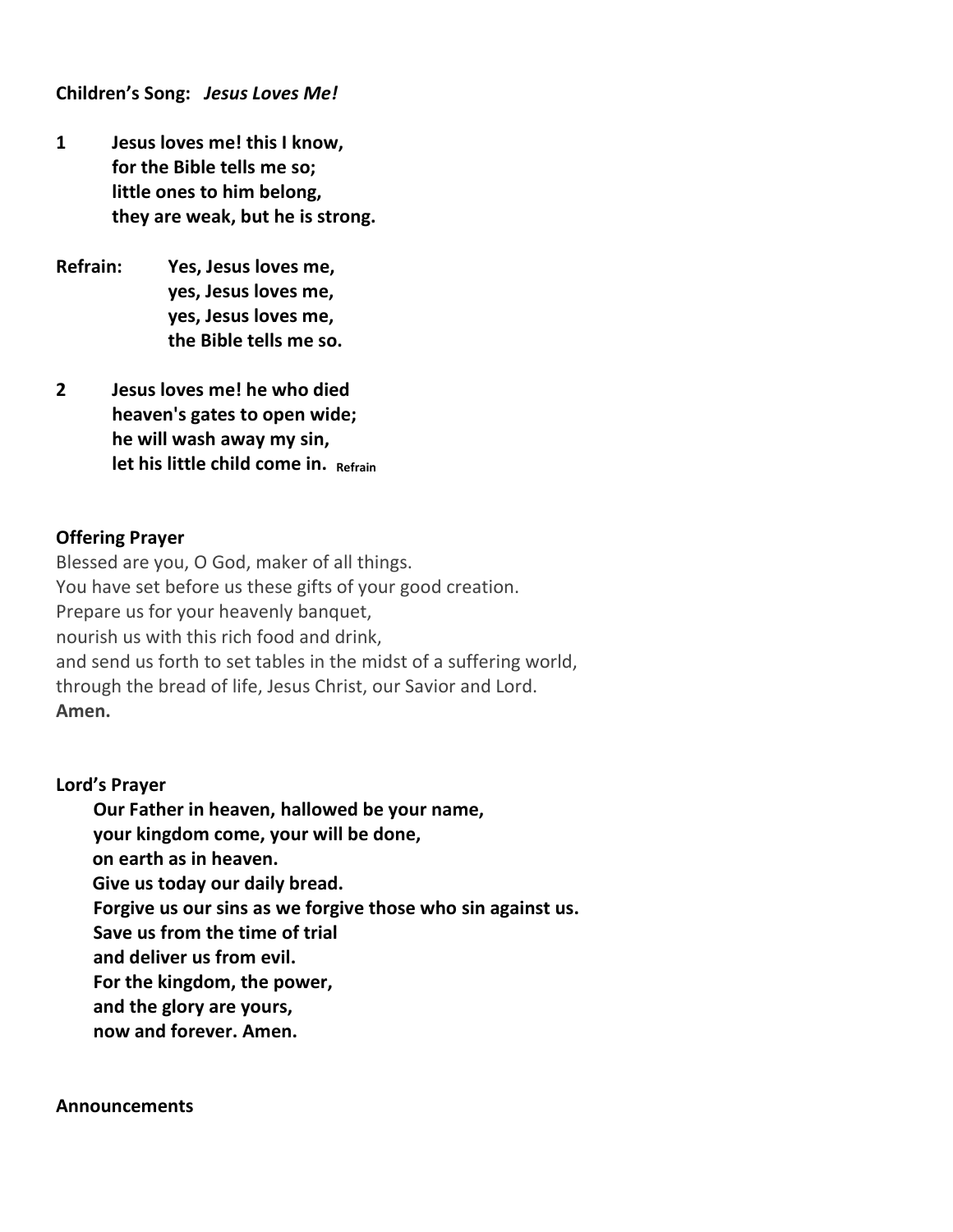**Children's Song:** ***Jesus Loves Me!***

**1 Jesus loves me! this I know,**
**for the Bible tells me so;**
**little ones to him belong,**
**they are weak, but he is strong.**

**Refrain: Yes, Jesus loves me,**
**yes, Jesus loves me,**
**yes, Jesus loves me,**
**the Bible tells me so.**

**2 Jesus loves me! he who died**
**heaven's gates to open wide;**
**he will wash away my sin,**
**let his little child come in.** **Refrain**

**Offering Prayer**

Blessed are you, O God, maker of all things.
You have set before us these gifts of your good creation.
Prepare us for your heavenly banquet,
nourish us with this rich food and drink,
and send us forth to set tables in the midst of a suffering world,
through the bread of life, Jesus Christ, our Savior and Lord.
**Amen.**

**Lord's Prayer**

**Our Father in heaven, hallowed be your name,**
**your kingdom come, your will be done,**
**on earth as in heaven.**
**Give us today our daily bread.**
**Forgive us our sins as we forgive those who sin against us.**
**Save us from the time of trial**
**and deliver us from evil.**
**For the kingdom, the power,**
**and the glory are yours,**
**now and forever. Amen.**

**Announcements**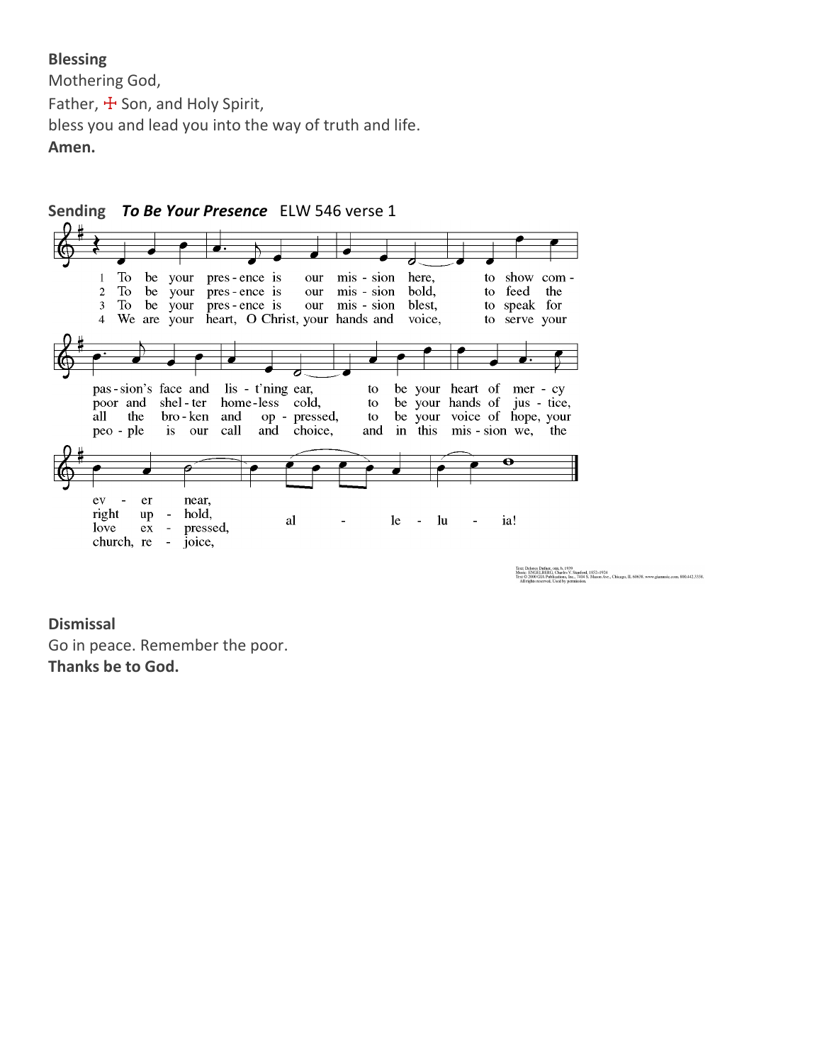**Blessing**
Mothering God,
Father, ☩ Son, and Holy Spirit,
bless you and lead you into the way of truth and life.
**Amen.**

**Sending** ***To Be Your Presence*** ELW 546 verse 1

1 To be your pres-ence is our mis-sion here, to show com-pas-sion's face and lis-t'ning ear, to be your heart of mer-cy ev-er near, al-le-lu-ia!

2 To be your pres-ence is our mis-sion bold, to feed the poor and shel-ter home-less cold, to be your hands of jus-tice, right up-hold, al-le-lu-ia!

3 To be your pres-ence is our mis-sion blest, to speak for all the bro-ken and op-pressed, to be your voice of hope, your love ex-pressed, al-le-lu-ia!

4 We are your heart, O Christ, your hands and voice, to serve your peo-ple is our call and choice, and in this mis-sion we, the church, re-joice, al-le-lu-ia!

Text: Delores Dufner, OSB, b.1939
Music: ENGELBERG, Charles V. Stanford, 1852–1924
Text © 2000 GIA Publications, Inc., 7404 S. Mason Ave., Chicago, IL 60638. www.giamusic.com. 800.442.3358. All rights reserved. Used by permission.

**Dismissal**
Go in peace. Remember the poor.
**Thanks be to God.**